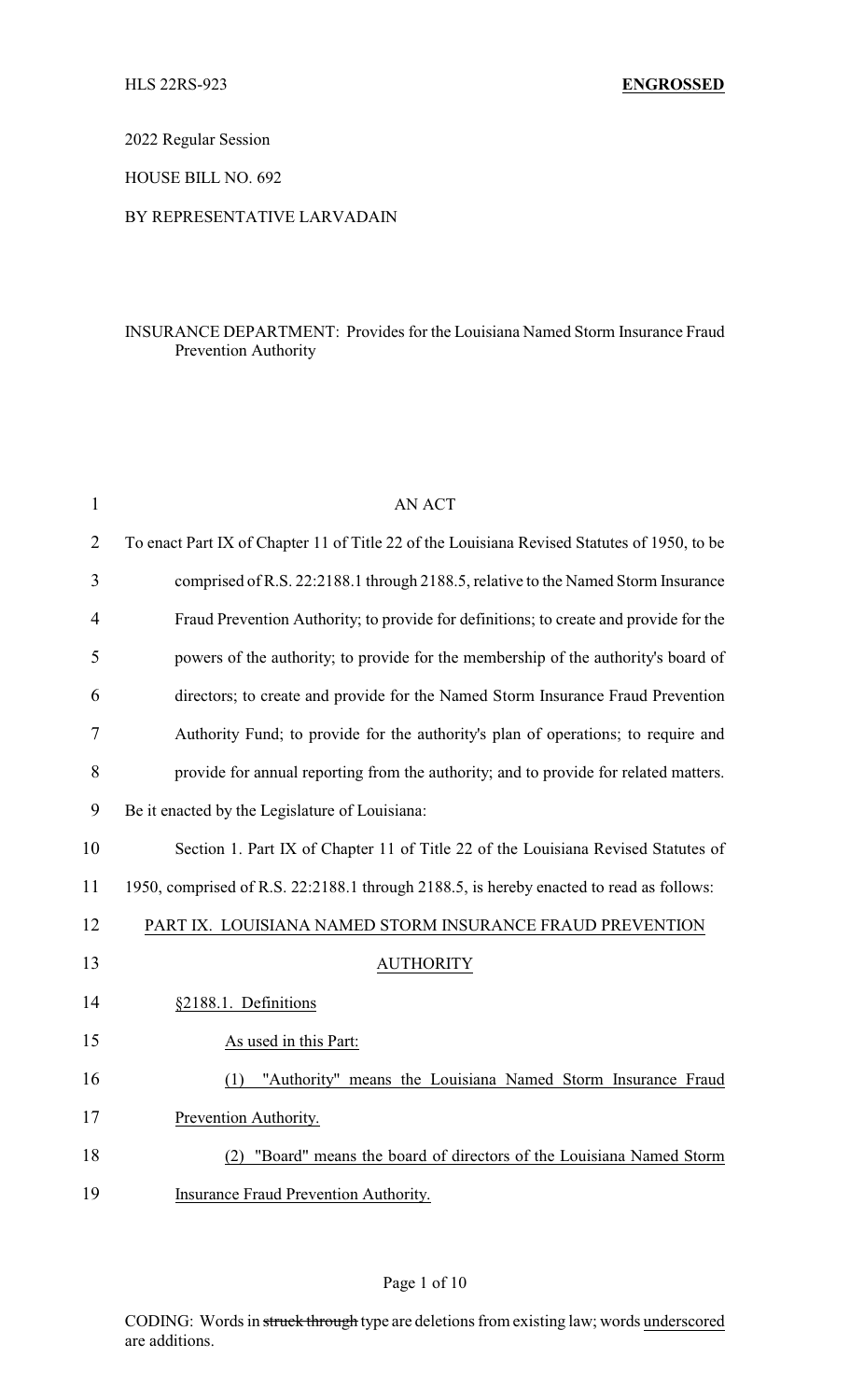HLS 22RS-923 **ENGROSSED**

2022 Regular Session

HOUSE BILL NO. 692

BY REPRESENTATIVE LARVADAIN

INSURANCE DEPARTMENT: Provides for the Louisiana Named Storm Insurance Fraud Prevention Authority

AN ACT

To enact Part IX of Chapter 11 of Title 22 of the Louisiana Revised Statutes of 1950, to be comprised of R.S. 22:2188.1 through 2188.5, relative to the Named Storm Insurance Fraud Prevention Authority; to provide for definitions; to create and provide for the powers of the authority; to provide for the membership of the authority's board of directors; to create and provide for the Named Storm Insurance Fraud Prevention Authority Fund; to provide for the authority's plan of operations; to require and provide for annual reporting from the authority; and to provide for related matters.

Be it enacted by the Legislature of Louisiana:

Section 1. Part IX of Chapter 11 of Title 22 of the Louisiana Revised Statutes of 1950, comprised of R.S. 22:2188.1 through 2188.5, is hereby enacted to read as follows:

PART IX. LOUISIANA NAMED STORM INSURANCE FRAUD PREVENTION AUTHORITY

§2188.1. Definitions

As used in this Part:

(1) "Authority" means the Louisiana Named Storm Insurance Fraud Prevention Authority.

(2) "Board" means the board of directors of the Louisiana Named Storm Insurance Fraud Prevention Authority.

CODING: Words in ~~struck through~~ type are deletions from existing law; words underscored are additions.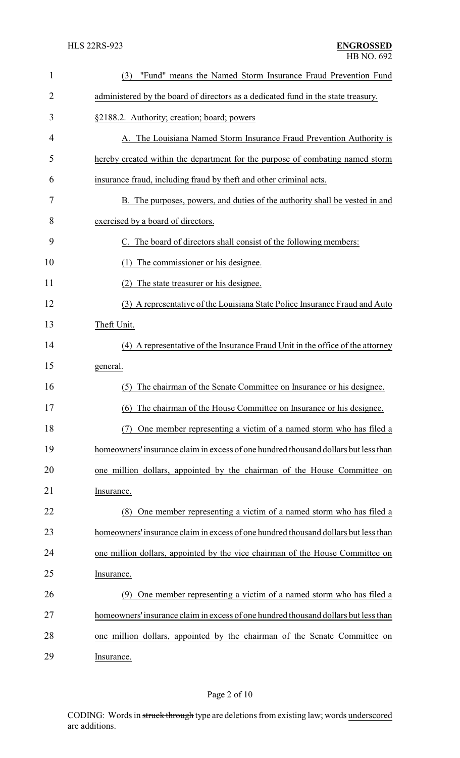(3) "Fund" means the Named Storm Insurance Fraud Prevention Fund administered by the board of directors as a dedicated fund in the state treasury.

§2188.2. Authority; creation; board; powers

A. The Louisiana Named Storm Insurance Fraud Prevention Authority is hereby created within the department for the purpose of combating named storm insurance fraud, including fraud by theft and other criminal acts.

B. The purposes, powers, and duties of the authority shall be vested in and exercised by a board of directors.

C. The board of directors shall consist of the following members:

(1) The commissioner or his designee.

(2) The state treasurer or his designee.

(3) A representative of the Louisiana State Police Insurance Fraud and Auto Theft Unit.

(4) A representative of the Insurance Fraud Unit in the office of the attorney general.

(5) The chairman of the Senate Committee on Insurance or his designee.

(6) The chairman of the House Committee on Insurance or his designee.

(7) One member representing a victim of a named storm who has filed a homeowners' insurance claim in excess of one hundred thousand dollars but less than one million dollars, appointed by the chairman of the House Committee on Insurance.

(8) One member representing a victim of a named storm who has filed a homeowners' insurance claim in excess of one hundred thousand dollars but less than one million dollars, appointed by the vice chairman of the House Committee on Insurance.

(9) One member representing a victim of a named storm who has filed a homeowners' insurance claim in excess of one hundred thousand dollars but less than one million dollars, appointed by the chairman of the Senate Committee on Insurance.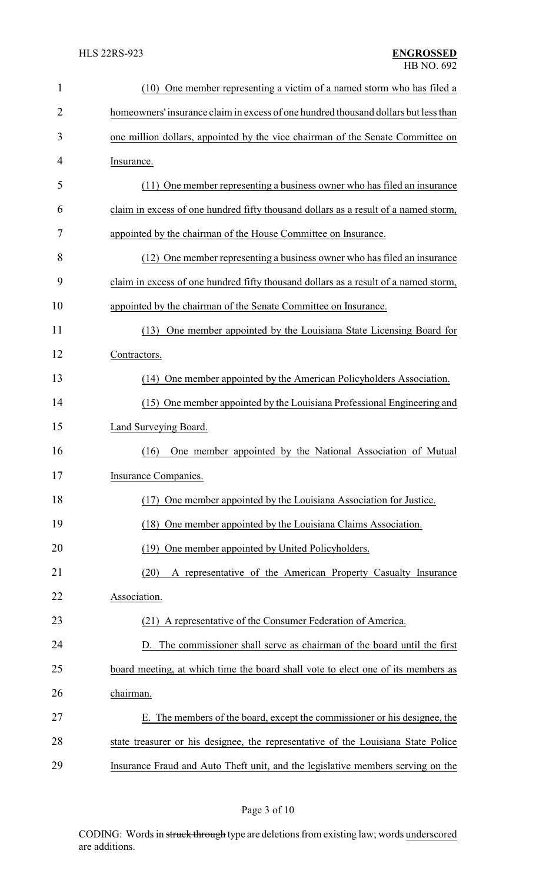(10) One member representing a victim of a named storm who has filed a homeowners' insurance claim in excess of one hundred thousand dollars but less than one million dollars, appointed by the vice chairman of the Senate Committee on Insurance.

(11) One member representing a business owner who has filed an insurance claim in excess of one hundred fifty thousand dollars as a result of a named storm, appointed by the chairman of the House Committee on Insurance.

(12) One member representing a business owner who has filed an insurance claim in excess of one hundred fifty thousand dollars as a result of a named storm, appointed by the chairman of the Senate Committee on Insurance.

(13) One member appointed by the Louisiana State Licensing Board for Contractors.

(14) One member appointed by the American Policyholders Association.

(15) One member appointed by the Louisiana Professional Engineering and Land Surveying Board.

(16) One member appointed by the National Association of Mutual Insurance Companies.

(17) One member appointed by the Louisiana Association for Justice.

(18) One member appointed by the Louisiana Claims Association.

(19) One member appointed by United Policyholders.

(20) A representative of the American Property Casualty Insurance Association.

(21) A representative of the Consumer Federation of America.

D. The commissioner shall serve as chairman of the board until the first board meeting, at which time the board shall vote to elect one of its members as chairman.

E. The members of the board, except the commissioner or his designee, the state treasurer or his designee, the representative of the Louisiana State Police Insurance Fraud and Auto Theft unit, and the legislative members serving on the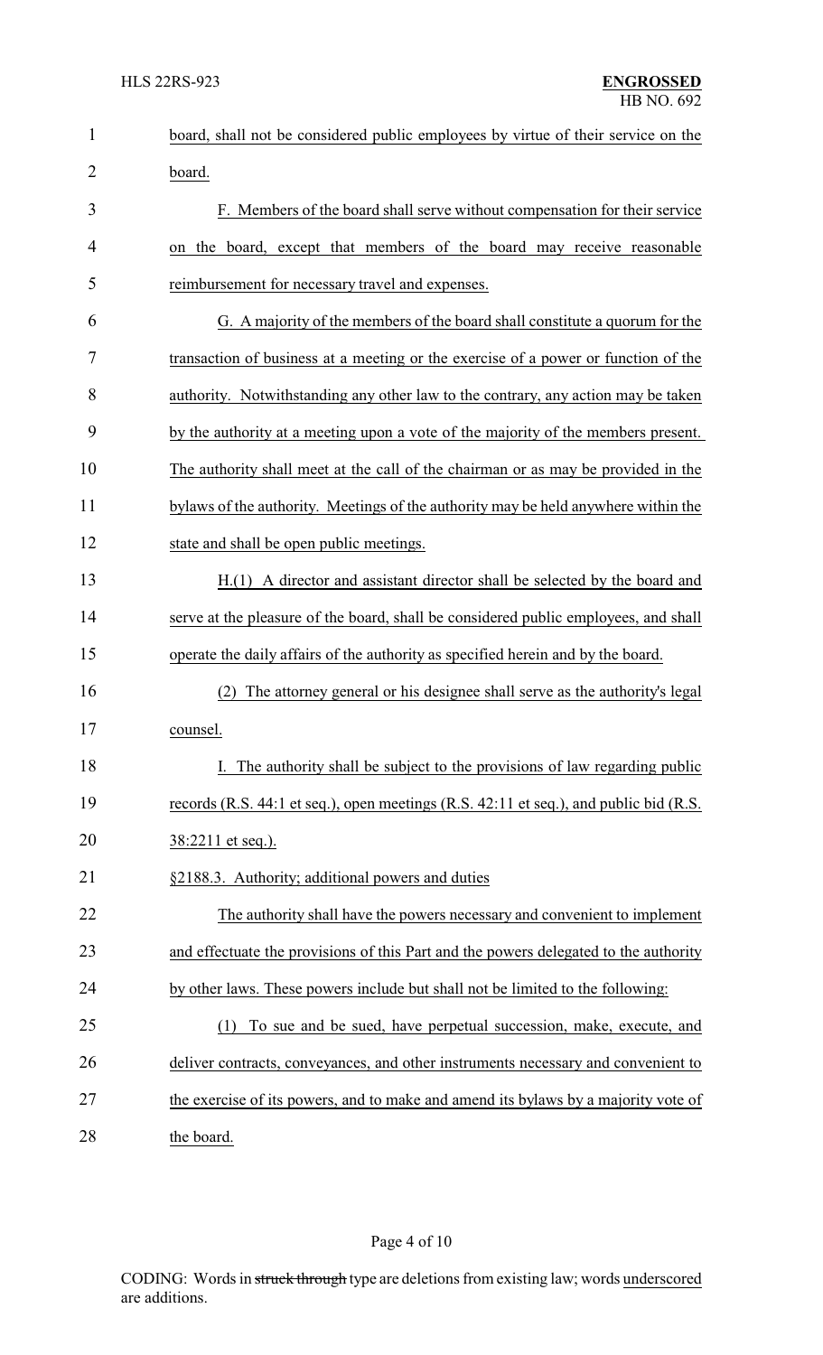board, shall not be considered public employees by virtue of their service on the board.

F. Members of the board shall serve without compensation for their service on the board, except that members of the board may receive reasonable reimbursement for necessary travel and expenses.

G. A majority of the members of the board shall constitute a quorum for the transaction of business at a meeting or the exercise of a power or function of the authority. Notwithstanding any other law to the contrary, any action may be taken by the authority at a meeting upon a vote of the majority of the members present. The authority shall meet at the call of the chairman or as may be provided in the bylaws of the authority. Meetings of the authority may be held anywhere within the state and shall be open public meetings.

H.(1) A director and assistant director shall be selected by the board and serve at the pleasure of the board, shall be considered public employees, and shall operate the daily affairs of the authority as specified herein and by the board.

(2) The attorney general or his designee shall serve as the authority's legal counsel.

I. The authority shall be subject to the provisions of law regarding public records (R.S. 44:1 et seq.), open meetings (R.S. 42:11 et seq.), and public bid (R.S. 38:2211 et seq.).

§2188.3. Authority; additional powers and duties

The authority shall have the powers necessary and convenient to implement and effectuate the provisions of this Part and the powers delegated to the authority by other laws. These powers include but shall not be limited to the following:

(1) To sue and be sued, have perpetual succession, make, execute, and deliver contracts, conveyances, and other instruments necessary and convenient to the exercise of its powers, and to make and amend its bylaws by a majority vote of the board.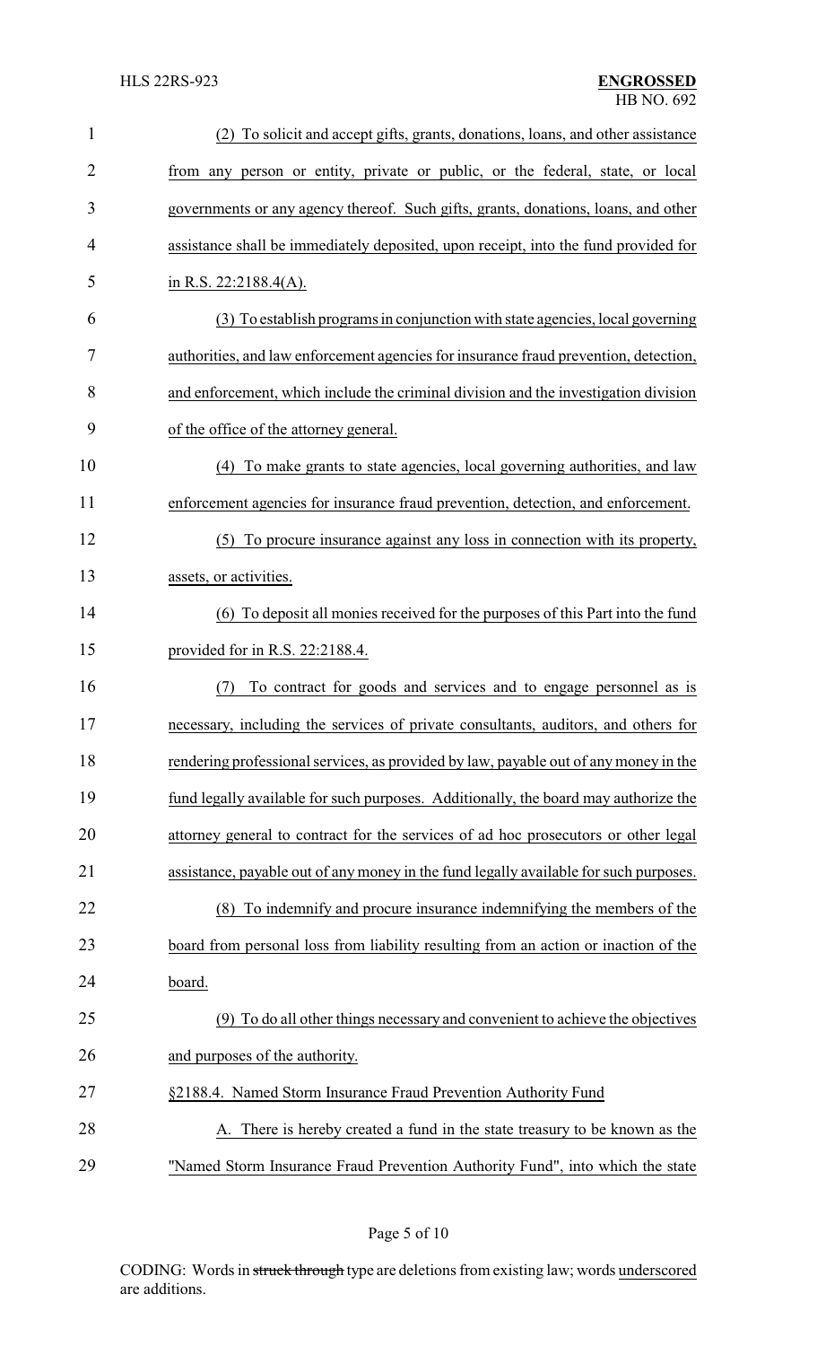(2) To solicit and accept gifts, grants, donations, loans, and other assistance from any person or entity, private or public, or the federal, state, or local governments or any agency thereof. Such gifts, grants, donations, loans, and other assistance shall be immediately deposited, upon receipt, into the fund provided for in R.S. 22:2188.4(A).

(3) To establish programs in conjunction with state agencies, local governing authorities, and law enforcement agencies for insurance fraud prevention, detection, and enforcement, which include the criminal division and the investigation division of the office of the attorney general.

(4) To make grants to state agencies, local governing authorities, and law enforcement agencies for insurance fraud prevention, detection, and enforcement.

(5) To procure insurance against any loss in connection with its property, assets, or activities.

(6) To deposit all monies received for the purposes of this Part into the fund provided for in R.S. 22:2188.4.

(7) To contract for goods and services and to engage personnel as is necessary, including the services of private consultants, auditors, and others for rendering professional services, as provided by law, payable out of any money in the fund legally available for such purposes. Additionally, the board may authorize the attorney general to contract for the services of ad hoc prosecutors or other legal assistance, payable out of any money in the fund legally available for such purposes.

(8) To indemnify and procure insurance indemnifying the members of the board from personal loss from liability resulting from an action or inaction of the board.

(9) To do all other things necessary and convenient to achieve the objectives and purposes of the authority.

§2188.4. Named Storm Insurance Fraud Prevention Authority Fund

A. There is hereby created a fund in the state treasury to be known as the "Named Storm Insurance Fraud Prevention Authority Fund", into which the state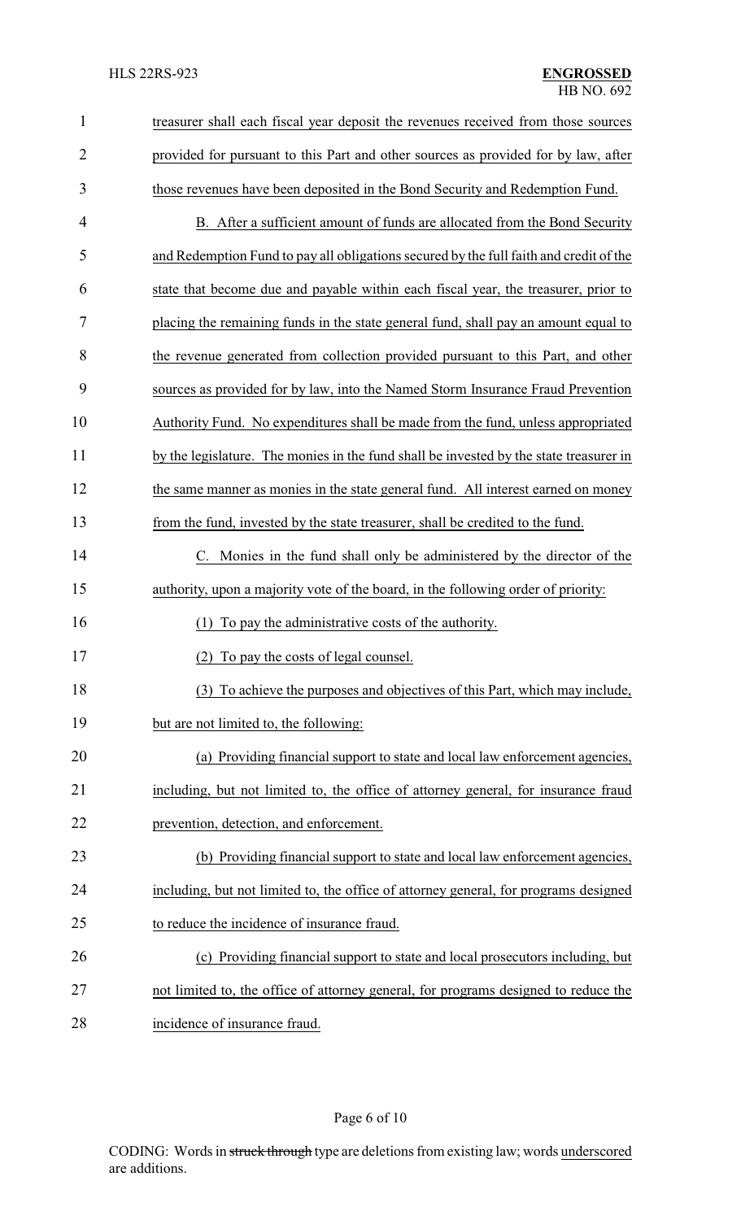treasurer shall each fiscal year deposit the revenues received from those sources provided for pursuant to this Part and other sources as provided for by law, after those revenues have been deposited in the Bond Security and Redemption Fund.

B. After a sufficient amount of funds are allocated from the Bond Security and Redemption Fund to pay all obligations secured by the full faith and credit of the state that become due and payable within each fiscal year, the treasurer, prior to placing the remaining funds in the state general fund, shall pay an amount equal to the revenue generated from collection provided pursuant to this Part, and other sources as provided for by law, into the Named Storm Insurance Fraud Prevention Authority Fund. No expenditures shall be made from the fund, unless appropriated by the legislature. The monies in the fund shall be invested by the state treasurer in the same manner as monies in the state general fund. All interest earned on money from the fund, invested by the state treasurer, shall be credited to the fund.

C. Monies in the fund shall only be administered by the director of the authority, upon a majority vote of the board, in the following order of priority:

(1) To pay the administrative costs of the authority.

(2) To pay the costs of legal counsel.

(3) To achieve the purposes and objectives of this Part, which may include, but are not limited to, the following:

(a) Providing financial support to state and local law enforcement agencies, including, but not limited to, the office of attorney general, for insurance fraud prevention, detection, and enforcement.

(b) Providing financial support to state and local law enforcement agencies, including, but not limited to, the office of attorney general, for programs designed to reduce the incidence of insurance fraud.

(c) Providing financial support to state and local prosecutors including, but not limited to, the office of attorney general, for programs designed to reduce the incidence of insurance fraud.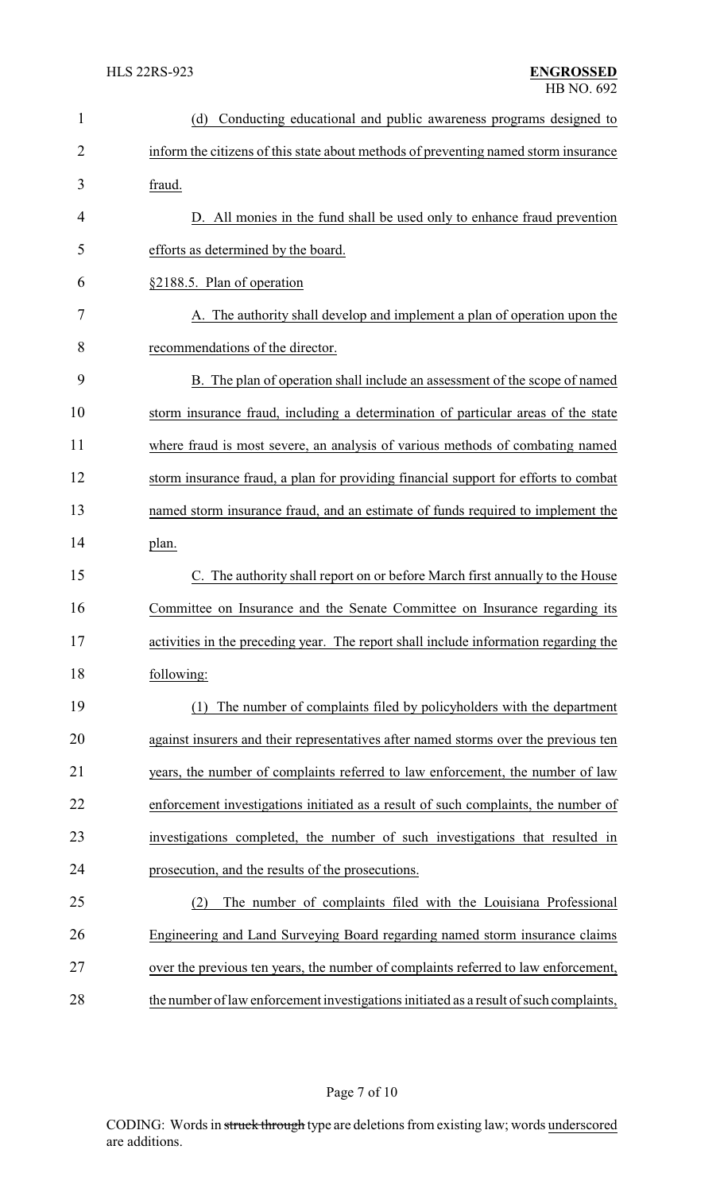(d) Conducting educational and public awareness programs designed to inform the citizens of this state about methods of preventing named storm insurance fraud.

D. All monies in the fund shall be used only to enhance fraud prevention efforts as determined by the board.

§2188.5. Plan of operation

A. The authority shall develop and implement a plan of operation upon the recommendations of the director.

B. The plan of operation shall include an assessment of the scope of named storm insurance fraud, including a determination of particular areas of the state where fraud is most severe, an analysis of various methods of combating named storm insurance fraud, a plan for providing financial support for efforts to combat named storm insurance fraud, and an estimate of funds required to implement the plan.

C. The authority shall report on or before March first annually to the House Committee on Insurance and the Senate Committee on Insurance regarding its activities in the preceding year. The report shall include information regarding the following:

(1) The number of complaints filed by policyholders with the department against insurers and their representatives after named storms over the previous ten years, the number of complaints referred to law enforcement, the number of law enforcement investigations initiated as a result of such complaints, the number of investigations completed, the number of such investigations that resulted in prosecution, and the results of the prosecutions.

(2) The number of complaints filed with the Louisiana Professional Engineering and Land Surveying Board regarding named storm insurance claims over the previous ten years, the number of complaints referred to law enforcement, the number of law enforcement investigations initiated as a result of such complaints,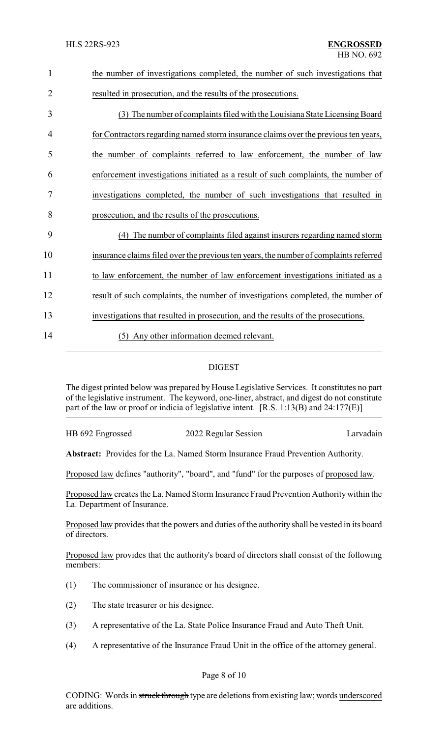the number of investigations completed, the number of such investigations that resulted in prosecution, and the results of the prosecutions.

(3) The number of complaints filed with the Louisiana State Licensing Board for Contractors regarding named storm insurance claims over the previous ten years, the number of complaints referred to law enforcement, the number of law enforcement investigations initiated as a result of such complaints, the number of investigations completed, the number of such investigations that resulted in prosecution, and the results of the prosecutions.

(4) The number of complaints filed against insurers regarding named storm insurance claims filed over the previous ten years, the number of complaints referred to law enforcement, the number of law enforcement investigations initiated as a result of such complaints, the number of investigations completed, the number of investigations that resulted in prosecution, and the results of the prosecutions.

(5) Any other information deemed relevant.

## DIGEST

The digest printed below was prepared by House Legislative Services. It constitutes no part of the legislative instrument. The keyword, one-liner, abstract, and digest do not constitute part of the law or proof or indicia of legislative intent. [R.S. 1:13(B) and 24:177(E)]

HB 692 Engrossed 2022 Regular Session Larvadain

**Abstract:** Provides for the La. Named Storm Insurance Fraud Prevention Authority.

Proposed law defines "authority", "board", and "fund" for the purposes of proposed law.

Proposed law creates the La. Named Storm Insurance Fraud Prevention Authority within the La. Department of Insurance.

Proposed law provides that the powers and duties of the authority shall be vested in its board of directors.

Proposed law provides that the authority's board of directors shall consist of the following members:

(1) The commissioner of insurance or his designee.

(2) The state treasurer or his designee.

(3) A representative of the La. State Police Insurance Fraud and Auto Theft Unit.

(4) A representative of the Insurance Fraud Unit in the office of the attorney general.

CODING: Words in ~~struck through~~ type are deletions from existing law; words underscored are additions.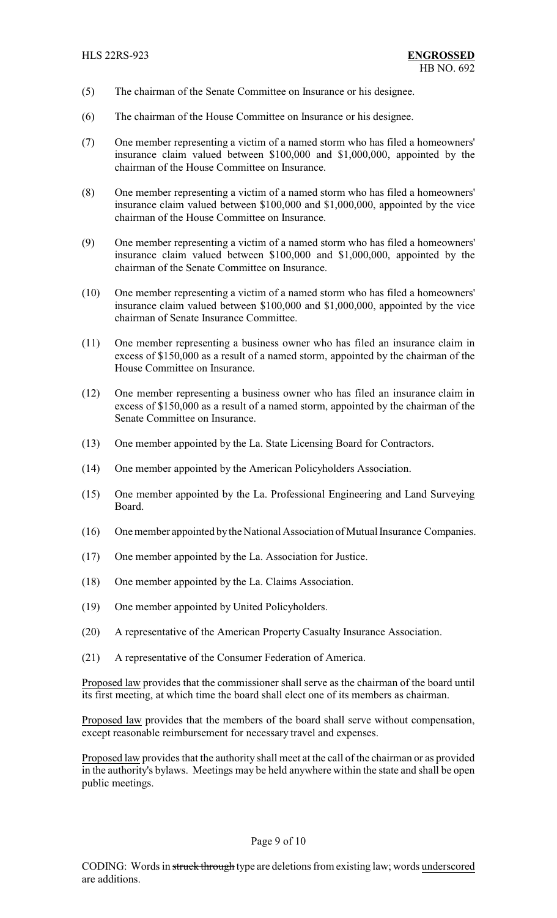(5) The chairman of the Senate Committee on Insurance or his designee.

(6) The chairman of the House Committee on Insurance or his designee.

(7) One member representing a victim of a named storm who has filed a homeowners' insurance claim valued between $100,000 and $1,000,000, appointed by the chairman of the House Committee on Insurance.

(8) One member representing a victim of a named storm who has filed a homeowners' insurance claim valued between $100,000 and $1,000,000, appointed by the vice chairman of the House Committee on Insurance.

(9) One member representing a victim of a named storm who has filed a homeowners' insurance claim valued between $100,000 and $1,000,000, appointed by the chairman of the Senate Committee on Insurance.

(10) One member representing a victim of a named storm who has filed a homeowners' insurance claim valued between $100,000 and $1,000,000, appointed by the vice chairman of Senate Insurance Committee.

(11) One member representing a business owner who has filed an insurance claim in excess of $150,000 as a result of a named storm, appointed by the chairman of the House Committee on Insurance.

(12) One member representing a business owner who has filed an insurance claim in excess of $150,000 as a result of a named storm, appointed by the chairman of the Senate Committee on Insurance.

(13) One member appointed by the La. State Licensing Board for Contractors.

(14) One member appointed by the American Policyholders Association.

(15) One member appointed by the La. Professional Engineering and Land Surveying Board.

(16) One member appointed by the National Association of Mutual Insurance Companies.

(17) One member appointed by the La. Association for Justice.

(18) One member appointed by the La. Claims Association.

(19) One member appointed by United Policyholders.

(20) A representative of the American Property Casualty Insurance Association.

(21) A representative of the Consumer Federation of America.

Proposed law provides that the commissioner shall serve as the chairman of the board until its first meeting, at which time the board shall elect one of its members as chairman.

Proposed law provides that the members of the board shall serve without compensation, except reasonable reimbursement for necessary travel and expenses.

Proposed law provides that the authority shall meet at the call of the chairman or as provided in the authority's bylaws. Meetings may be held anywhere within the state and shall be open public meetings.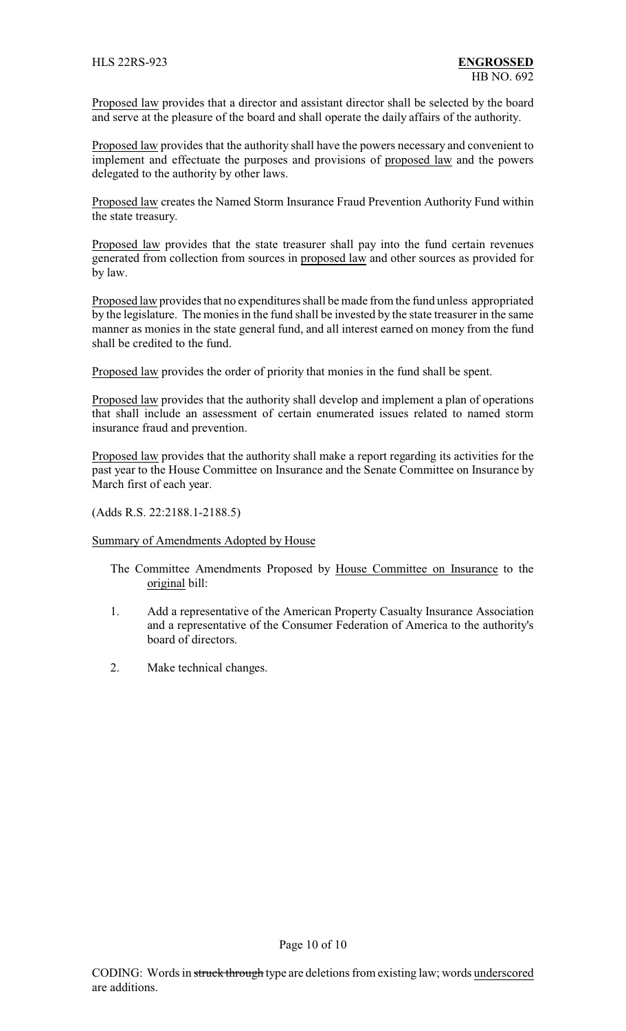Proposed law provides that a director and assistant director shall be selected by the board and serve at the pleasure of the board and shall operate the daily affairs of the authority.

Proposed law provides that the authority shall have the powers necessary and convenient to implement and effectuate the purposes and provisions of proposed law and the powers delegated to the authority by other laws.

Proposed law creates the Named Storm Insurance Fraud Prevention Authority Fund within the state treasury.

Proposed law provides that the state treasurer shall pay into the fund certain revenues generated from collection from sources in proposed law and other sources as provided for by law.

Proposed law provides that no expenditures shall be made from the fund unless appropriated by the legislature. The monies in the fund shall be invested by the state treasurer in the same manner as monies in the state general fund, and all interest earned on money from the fund shall be credited to the fund.

Proposed law provides the order of priority that monies in the fund shall be spent.

Proposed law provides that the authority shall develop and implement a plan of operations that shall include an assessment of certain enumerated issues related to named storm insurance fraud and prevention.

Proposed law provides that the authority shall make a report regarding its activities for the past year to the House Committee on Insurance and the Senate Committee on Insurance by March first of each year.

(Adds R.S. 22:2188.1-2188.5)

Summary of Amendments Adopted by House

The Committee Amendments Proposed by House Committee on Insurance to the original bill:

1. Add a representative of the American Property Casualty Insurance Association and a representative of the Consumer Federation of America to the authority's board of directors.

2. Make technical changes.

CODING: Words in ~~struck through~~ type are deletions from existing law; words underscored are additions.